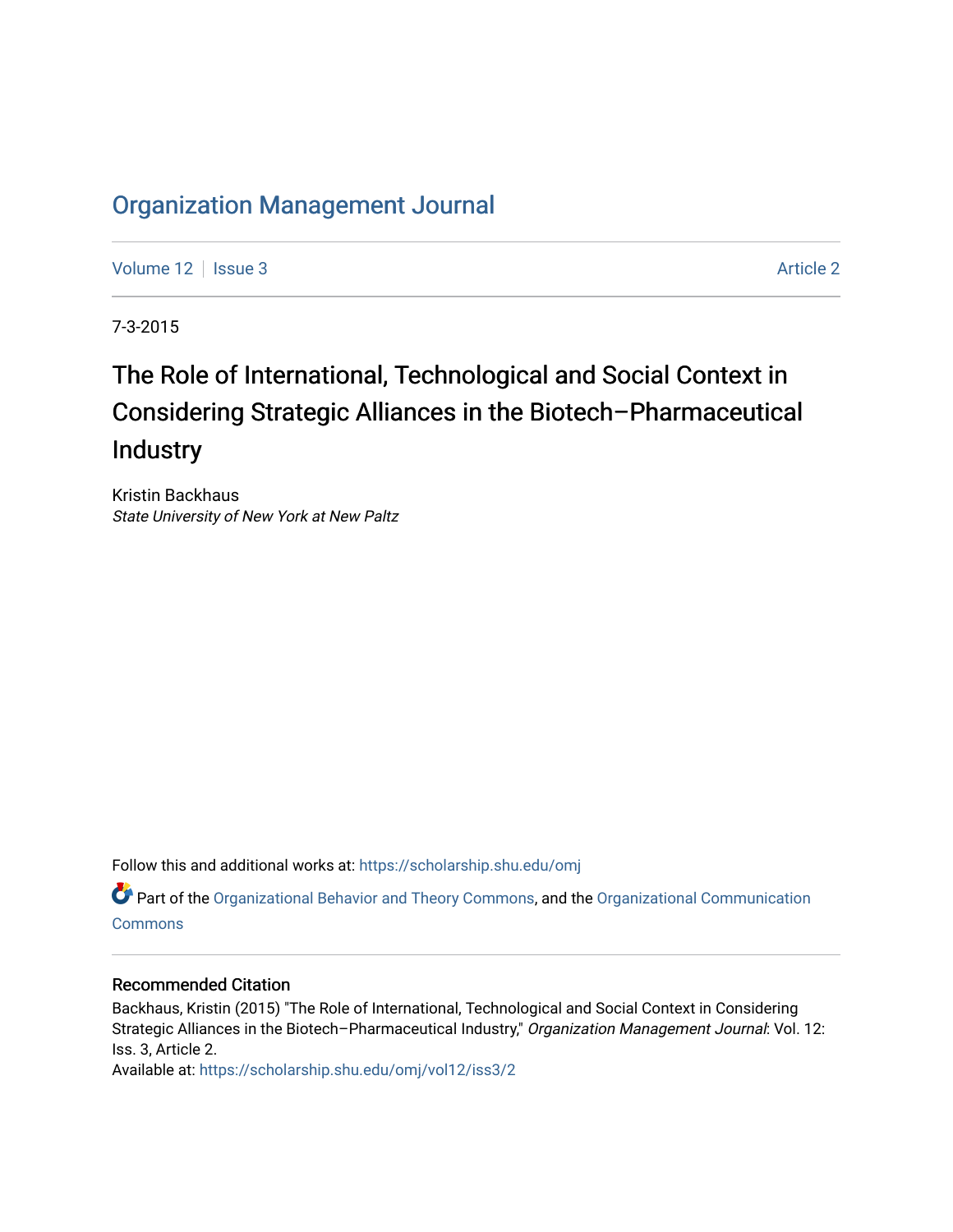# Organization Management Journal

Volume 12 | Issue 3 | Article 2

7-3-2015

## The Role of International, Technological and Social Context in Considering Strategic Alliances in the Biotech–Pharmaceutical Industry

Kristin Backhaus
*State University of New York at New Paltz*

Follow this and additional works at: https://scholarship.shu.edu/omj

Part of the Organizational Behavior and Theory Commons, and the Organizational Communication Commons

### Recommended Citation

Backhaus, Kristin (2015) "The Role of International, Technological and Social Context in Considering Strategic Alliances in the Biotech–Pharmaceutical Industry," *Organization Management Journal*: Vol. 12: Iss. 3, Article 2.
Available at: https://scholarship.shu.edu/omj/vol12/iss3/2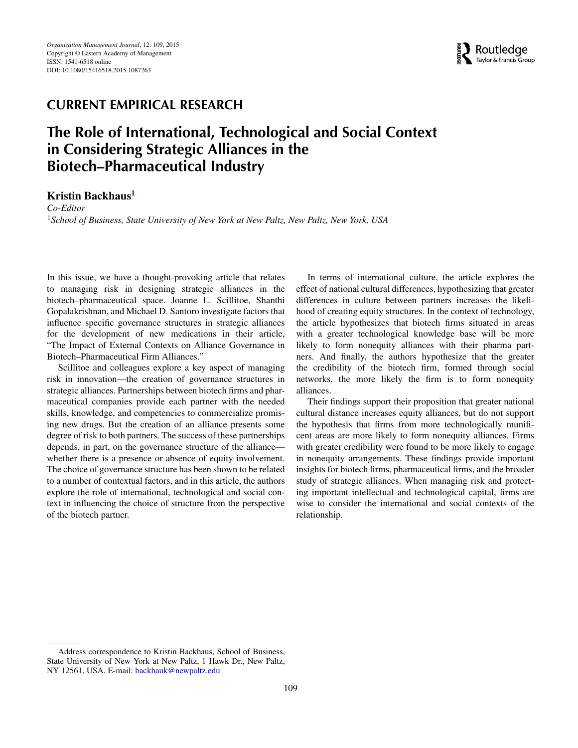## CURRENT EMPIRICAL RESEARCH

# The Role of International, Technological and Social Context in Considering Strategic Alliances in the Biotech–Pharmaceutical Industry

**Kristin Backhaus**[1]

*Co-Editor*

[1]*School of Business, State University of New York at New Paltz, New Paltz, New York, USA*

In this issue, we have a thought-provoking article that relates to managing risk in designing strategic alliances in the biotech–pharmaceutical space. Joanne L. Scillitoe, Shanthi Gopalakrishnan, and Michael D. Santoro investigate factors that influence specific governance structures in strategic alliances for the development of new medications in their article, "The Impact of External Contexts on Alliance Governance in Biotech–Pharmaceutical Firm Alliances."

Scillitoe and colleagues explore a key aspect of managing risk in innovation—the creation of governance structures in strategic alliances. Partnerships between biotech firms and pharmaceutical companies provide each partner with the needed skills, knowledge, and competencies to commercialize promising new drugs. But the creation of an alliance presents some degree of risk to both partners. The success of these partnerships depends, in part, on the governance structure of the alliance—whether there is a presence or absence of equity involvement. The choice of governance structure has been shown to be related to a number of contextual factors, and in this article, the authors explore the role of international, technological and social context in influencing the choice of structure from the perspective of the biotech partner.

In terms of international culture, the article explores the effect of national cultural differences, hypothesizing that greater differences in culture between partners increases the likelihood of creating equity structures. In the context of technology, the article hypothesizes that biotech firms situated in areas with a greater technological knowledge base will be more likely to form nonequity alliances with their pharma partners. And finally, the authors hypothesize that the greater the credibility of the biotech firm, formed through social networks, the more likely the firm is to form nonequity alliances.

Their findings support their proposition that greater national cultural distance increases equity alliances, but do not support the hypothesis that firms from more technologically munificent areas are more likely to form nonequity alliances. Firms with greater credibility were found to be more likely to engage in nonequity arrangements. These findings provide important insights for biotech firms, pharmaceutical firms, and the broader study of strategic alliances. When managing risk and protecting important intellectual and technological capital, firms are wise to consider the international and social contexts of the relationship.

Address correspondence to Kristin Backhaus, School of Business, State University of New York at New Paltz, 1 Hawk Dr., New Paltz, NY 12561, USA. E-mail: backhauk@newpaltz.edu